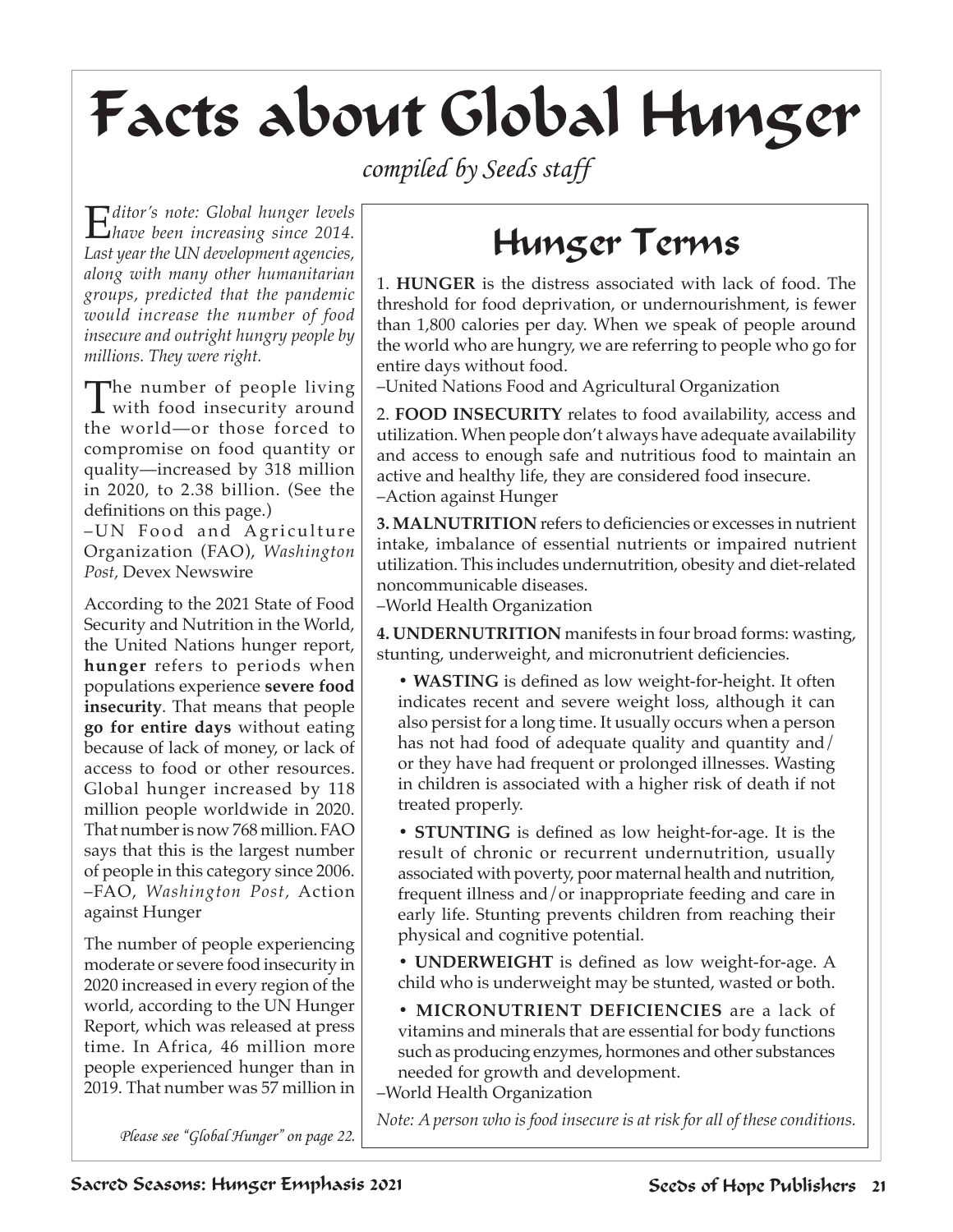# Facts about Global Hunger

*compiled by Seeds staff*

*Editor's note: Global hunger levels have been increasing since 2014. Last year the UN development agencies, along with many other humanitarian groups, predicted that the pandemic would increase the number of food insecure and outright hungry people by millions. They were right.*

The number of people living with food insecurity around the world—or those forced to compromise on food quantity or quality—increased by 318 million in 2020, to 2.38 billion. (See the definitions on this page.)
–UN Food and Agriculture Organization (FAO), *Washington Post,* Devex Newswire

According to the 2021 State of Food Security and Nutrition in the World, the United Nations hunger report, **hunger** refers to periods when populations experience **severe food insecurity**. That means that people **go for entire days** without eating because of lack of money, or lack of access to food or other resources. Global hunger increased by 118 million people worldwide in 2020. That number is now 768 million. FAO says that this is the largest number of people in this category since 2006.
–FAO, *Washington Post,* Action against Hunger

The number of people experiencing moderate or severe food insecurity in 2020 increased in every region of the world, according to the UN Hunger Report, which was released at press time. In Africa, 46 million more people experienced hunger than in 2019. That number was 57 million in

*Please see "Global Hunger" on page 22.*

## Hunger Terms

1. **HUNGER** is the distress associated with lack of food. The threshold for food deprivation, or undernourishment, is fewer than 1,800 calories per day. When we speak of people around the world who are hungry, we are referring to people who go for entire days without food.
–United Nations Food and Agricultural Organization

2. **FOOD INSECURITY** relates to food availability, access and utilization. When people don't always have adequate availability and access to enough safe and nutritious food to maintain an active and healthy life, they are considered food insecure.
–Action against Hunger

**3. MALNUTRITION** refers to deficiencies or excesses in nutrient intake, imbalance of essential nutrients or impaired nutrient utilization. This includes undernutrition, obesity and diet-related noncommunicable diseases.
–World Health Organization

**4. UNDERNUTRITION** manifests in four broad forms: wasting, stunting, underweight, and micronutrient deficiencies.

- **WASTING** is defined as low weight-for-height. It often indicates recent and severe weight loss, although it can also persist for a long time. It usually occurs when a person has not had food of adequate quality and quantity and/or they have had frequent or prolonged illnesses. Wasting in children is associated with a higher risk of death if not treated properly.
- **STUNTING** is defined as low height-for-age. It is the result of chronic or recurrent undernutrition, usually associated with poverty, poor maternal health and nutrition, frequent illness and/or inappropriate feeding and care in early life. Stunting prevents children from reaching their physical and cognitive potential.
- **UNDERWEIGHT** is defined as low weight-for-age. A child who is underweight may be stunted, wasted or both.
- **MICRONUTRIENT DEFICIENCIES** are a lack of vitamins and minerals that are essential for body functions such as producing enzymes, hormones and other substances needed for growth and development.

–World Health Organization

*Note: A person who is food insecure is at risk for all of these conditions.*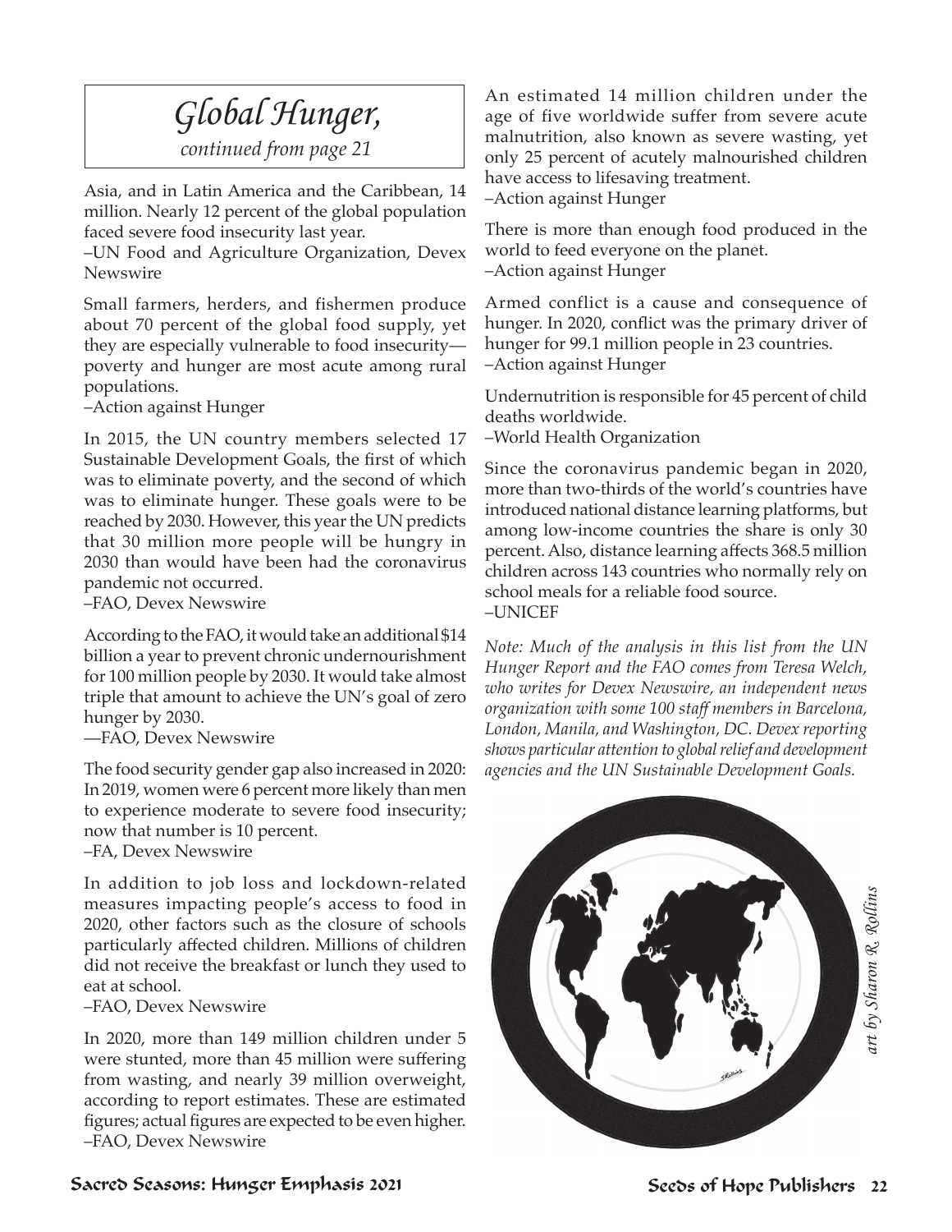## *Global Hunger,*

*continued from page 21*

Asia, and in Latin America and the Caribbean, 14 million. Nearly 12 percent of the global population faced severe food insecurity last year.
–UN Food and Agriculture Organization, Devex Newswire

Small farmers, herders, and fishermen produce about 70 percent of the global food supply, yet they are especially vulnerable to food insecurity—poverty and hunger are most acute among rural populations.
–Action against Hunger

In 2015, the UN country members selected 17 Sustainable Development Goals, the first of which was to eliminate poverty, and the second of which was to eliminate hunger. These goals were to be reached by 2030. However, this year the UN predicts that 30 million more people will be hungry in 2030 than would have been had the coronavirus pandemic not occurred.
–FAO, Devex Newswire

According to the FAO, it would take an additional $14 billion a year to prevent chronic undernourishment for 100 million people by 2030. It would take almost triple that amount to achieve the UN's goal of zero hunger by 2030.
—FAO, Devex Newswire

The food security gender gap also increased in 2020: In 2019, women were 6 percent more likely than men to experience moderate to severe food insecurity; now that number is 10 percent.
–FA, Devex Newswire

In addition to job loss and lockdown-related measures impacting people's access to food in 2020, other factors such as the closure of schools particularly affected children. Millions of children did not receive the breakfast or lunch they used to eat at school.
–FAO, Devex Newswire

In 2020, more than 149 million children under 5 were stunted, more than 45 million were suffering from wasting, and nearly 39 million overweight, according to report estimates. These are estimated figures; actual figures are expected to be even higher.
–FAO, Devex Newswire

An estimated 14 million children under the age of five worldwide suffer from severe acute malnutrition, also known as severe wasting, yet only 25 percent of acutely malnourished children have access to lifesaving treatment.
–Action against Hunger

There is more than enough food produced in the world to feed everyone on the planet.
–Action against Hunger

Armed conflict is a cause and consequence of hunger. In 2020, conflict was the primary driver of hunger for 99.1 million people in 23 countries.
–Action against Hunger

Undernutrition is responsible for 45 percent of child deaths worldwide.
–World Health Organization

Since the coronavirus pandemic began in 2020, more than two-thirds of the world's countries have introduced national distance learning platforms, but among low-income countries the share is only 30 percent. Also, distance learning affects 368.5 million children across 143 countries who normally rely on school meals for a reliable food source.
–UNICEF

*Note: Much of the analysis in this list from the UN Hunger Report and the FAO comes from Teresa Welch, who writes for Devex Newswire, an independent news organization with some 100 staff members in Barcelona, London, Manila, and Washington, DC. Devex reporting shows particular attention to global relief and development agencies and the UN Sustainable Development Goals.*

*art by Sharon R. Rollins*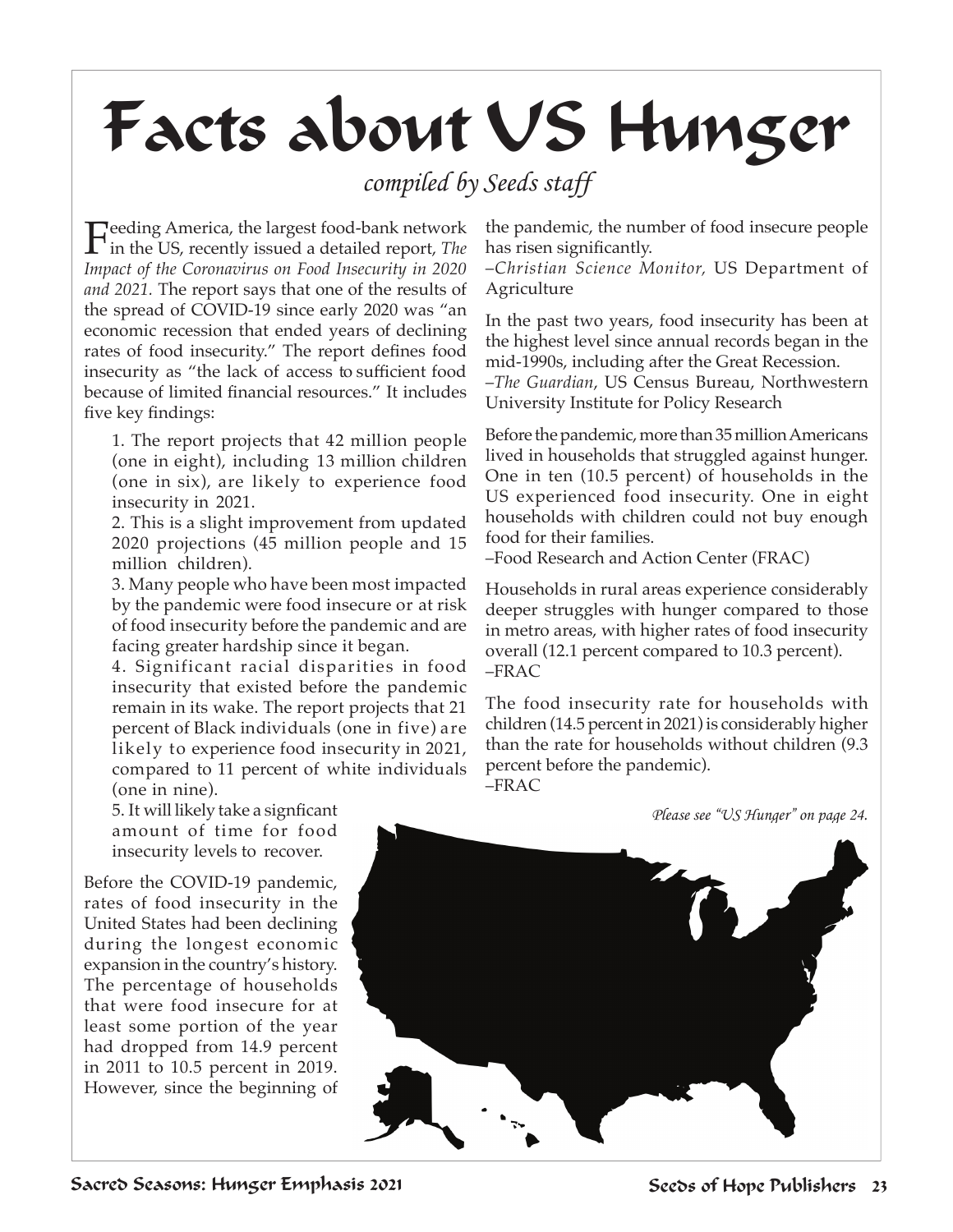# Facts about US Hunger

*compiled by Seeds staff*

Feeding America, the largest food-bank network in the US, recently issued a detailed report, *The Impact of the Coronavirus on Food Insecurity in 2020 and 2021.* The report says that one of the results of the spread of COVID-19 since early 2020 was "an economic recession that ended years of declining rates of food insecurity." The report defines food insecurity as "the lack of access to sufficient food because of limited financial resources." It includes five key findings:

1. The report projects that 42 million people (one in eight), including 13 million children (one in six), are likely to experience food insecurity in 2021.
2. This is a slight improvement from updated 2020 projections (45 million people and 15 million children).
3. Many people who have been most impacted by the pandemic were food insecure or at risk of food insecurity before the pandemic and are facing greater hardship since it began.
4. Significant racial disparities in food insecurity that existed before the pandemic remain in its wake. The report projects that 21 percent of Black individuals (one in five) are likely to experience food insecurity in 2021, compared to 11 percent of white individuals (one in nine).
5. It will likely take a signficant amount of time for food insecurity levels to recover.

Before the COVID-19 pandemic, rates of food insecurity in the United States had been declining during the longest economic expansion in the country's history. The percentage of households that were food insecure for at least some portion of the year had dropped from 14.9 percent in 2011 to 10.5 percent in 2019. However, since the beginning of the pandemic, the number of food insecure people has risen significantly.
–*Christian Science Monitor,* US Department of Agriculture

In the past two years, food insecurity has been at the highest level since annual records began in the mid-1990s, including after the Great Recession.
–*The Guardian*, US Census Bureau, Northwestern University Institute for Policy Research

Before the pandemic, more than 35 million Americans lived in households that struggled against hunger. One in ten (10.5 percent) of households in the US experienced food insecurity. One in eight households with children could not buy enough food for their families.
–Food Research and Action Center (FRAC)

Households in rural areas experience considerably deeper struggles with hunger compared to those in metro areas, with higher rates of food insecurity overall (12.1 percent compared to 10.3 percent).
–FRAC

The food insecurity rate for households with children (14.5 percent in 2021) is considerably higher than the rate for households without children (9.3 percent before the pandemic).
–FRAC

*Please see "US Hunger" on page 24.*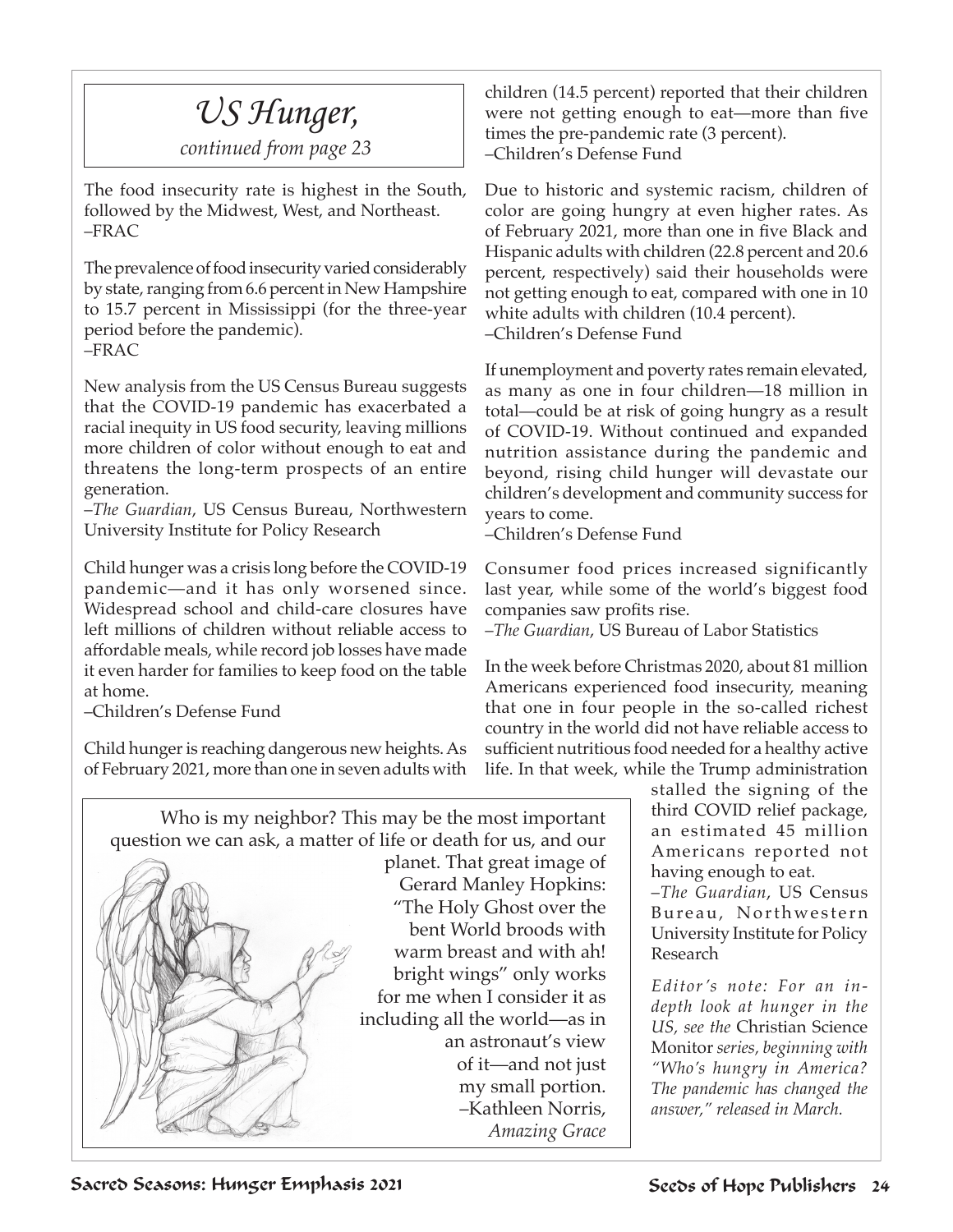# *US Hunger,*

*continued from page 23*

The food insecurity rate is highest in the South, followed by the Midwest, West, and Northeast.
–FRAC

The prevalence of food insecurity varied considerably by state, ranging from 6.6 percent in New Hampshire to 15.7 percent in Mississippi (for the three-year period before the pandemic).
–FRAC

New analysis from the US Census Bureau suggests that the COVID-19 pandemic has exacerbated a racial inequity in US food security, leaving millions more children of color without enough to eat and threatens the long-term prospects of an entire generation.
–*The Guardian*, US Census Bureau, Northwestern University Institute for Policy Research

Child hunger was a crisis long before the COVID-19 pandemic—and it has only worsened since. Widespread school and child-care closures have left millions of children without reliable access to affordable meals, while record job losses have made it even harder for families to keep food on the table at home.
–Children's Defense Fund

Child hunger is reaching dangerous new heights. As of February 2021, more than one in seven adults with children (14.5 percent) reported that their children were not getting enough to eat—more than five times the pre-pandemic rate (3 percent).
–Children's Defense Fund

Due to historic and systemic racism, children of color are going hungry at even higher rates. As of February 2021, more than one in five Black and Hispanic adults with children (22.8 percent and 20.6 percent, respectively) said their households were not getting enough to eat, compared with one in 10 white adults with children (10.4 percent).
–Children's Defense Fund

If unemployment and poverty rates remain elevated, as many as one in four children—18 million in total—could be at risk of going hungry as a result of COVID-19. Without continued and expanded nutrition assistance during the pandemic and beyond, rising child hunger will devastate our children's development and community success for years to come.
–Children's Defense Fund

Consumer food prices increased significantly last year, while some of the world's biggest food companies saw profits rise.
–*The Guardian*, US Bureau of Labor Statistics

In the week before Christmas 2020, about 81 million Americans experienced food insecurity, meaning that one in four people in the so-called richest country in the world did not have reliable access to sufficient nutritious food needed for a healthy active life. In that week, while the Trump administration stalled the signing of the third COVID relief package, an estimated 45 million Americans reported not having enough to eat.
–*The Guardian*, US Census Bureau, Northwestern University Institute for Policy Research

*Editor's note: For an in-depth look at hunger in the US, see the* Christian Science Monitor *series, beginning with "Who's hungry in America? The pandemic has changed the answer," released in March.*

Who is my neighbor? This may be the most important question we can ask, a matter of life or death for us, and our planet. That great image of Gerard Manley Hopkins: "The Holy Ghost over the bent World broods with warm breast and with ah! bright wings" only works for me when I consider it as including all the world—as in an astronaut's view of it—and not just my small portion.
–Kathleen Norris, *Amazing Grace*